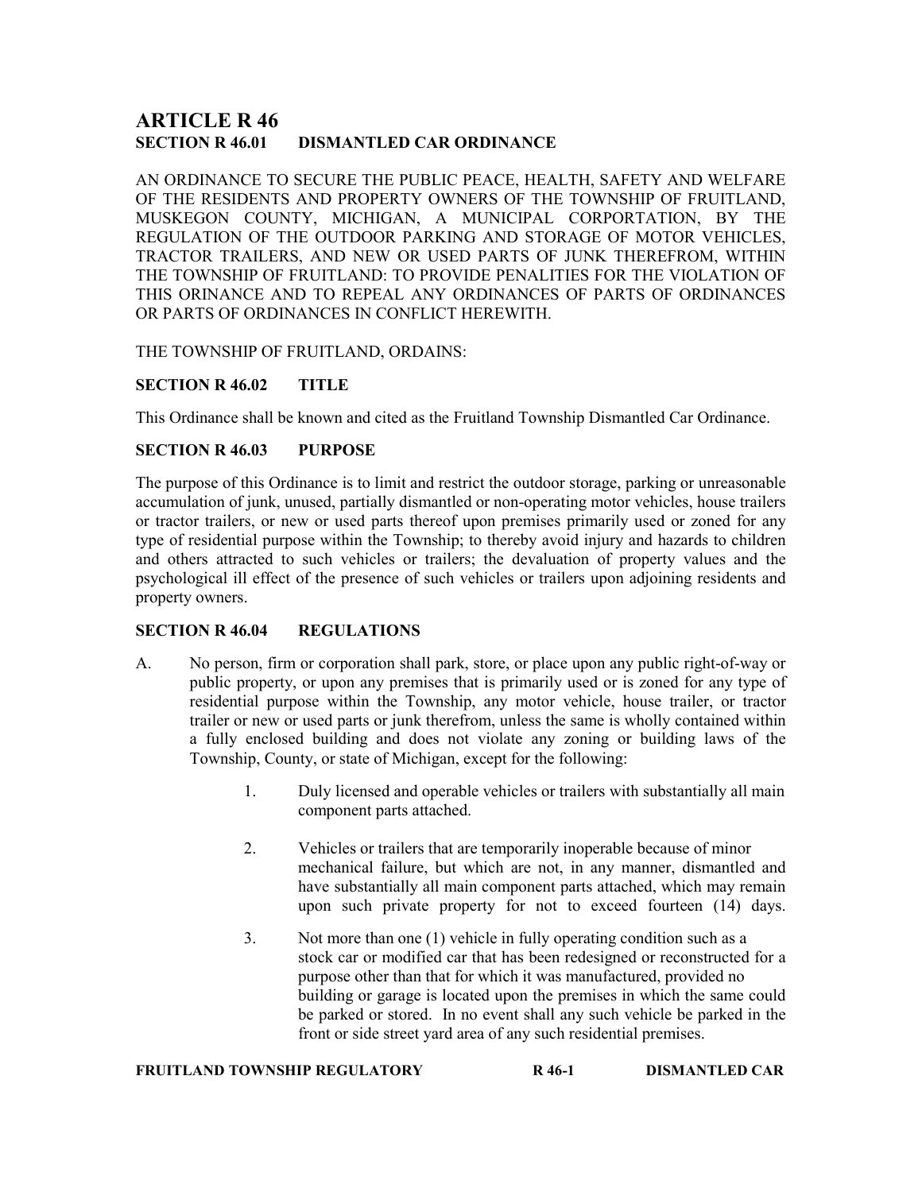# ARTICLE R 46

## SECTION R 46.01 DISMANTLED CAR ORDINANCE

AN ORDINANCE TO SECURE THE PUBLIC PEACE, HEALTH, SAFETY AND WELFARE OF THE RESIDENTS AND PROPERTY OWNERS OF THE TOWNSHIP OF FRUITLAND, MUSKEGON COUNTY, MICHIGAN, A MUNICIPAL CORPORATION, BY THE REGULATION OF THE OUTDOOR PARKING AND STORAGE OF MOTOR VEHICLES, TRACTOR TRAILERS, AND NEW OR USED PARTS OF JUNK THEREFROM, WITHIN THE TOWNSHIP OF FRUITLAND: TO PROVIDE PENALITIES FOR THE VIOLATION OF THIS ORINANCE AND TO REPEAL ANY ORDINANCES OF PARTS OF ORDINANCES OR PARTS OF ORDINANCES IN CONFLICT HEREWITH.

THE TOWNSHIP OF FRUITLAND, ORDAINS:

### SECTION R 46.02 TITLE

This Ordinance shall be known and cited as the Fruitland Township Dismantled Car Ordinance.

### SECTION R 46.03 PURPOSE

The purpose of this Ordinance is to limit and restrict the outdoor storage, parking or unreasonable accumulation of junk, unused, partially dismantled or non-operating motor vehicles, house trailers or tractor trailers, or new or used parts thereof upon premises primarily used or zoned for any type of residential purpose within the Township; to thereby avoid injury and hazards to children and others attracted to such vehicles or trailers; the devaluation of property values and the psychological ill effect of the presence of such vehicles or trailers upon adjoining residents and property owners.

### SECTION R 46.04 REGULATIONS

A. No person, firm or corporation shall park, store, or place upon any public right-of-way or public property, or upon any premises that is primarily used or is zoned for any type of residential purpose within the Township, any motor vehicle, house trailer, or tractor trailer or new or used parts or junk therefrom, unless the same is wholly contained within a fully enclosed building and does not violate any zoning or building laws of the Township, County, or state of Michigan, except for the following:

   1. Duly licensed and operable vehicles or trailers with substantially all main component parts attached.

   2. Vehicles or trailers that are temporarily inoperable because of minor mechanical failure, but which are not, in any manner, dismantled and have substantially all main component parts attached, which may remain upon such private property for not to exceed fourteen (14) days.

   3. Not more than one (1) vehicle in fully operating condition such as a stock car or modified car that has been redesigned or reconstructed for a purpose other than that for which it was manufactured, provided no building or garage is located upon the premises in which the same could be parked or stored. In no event shall any such vehicle be parked in the front or side street yard area of any such residential premises.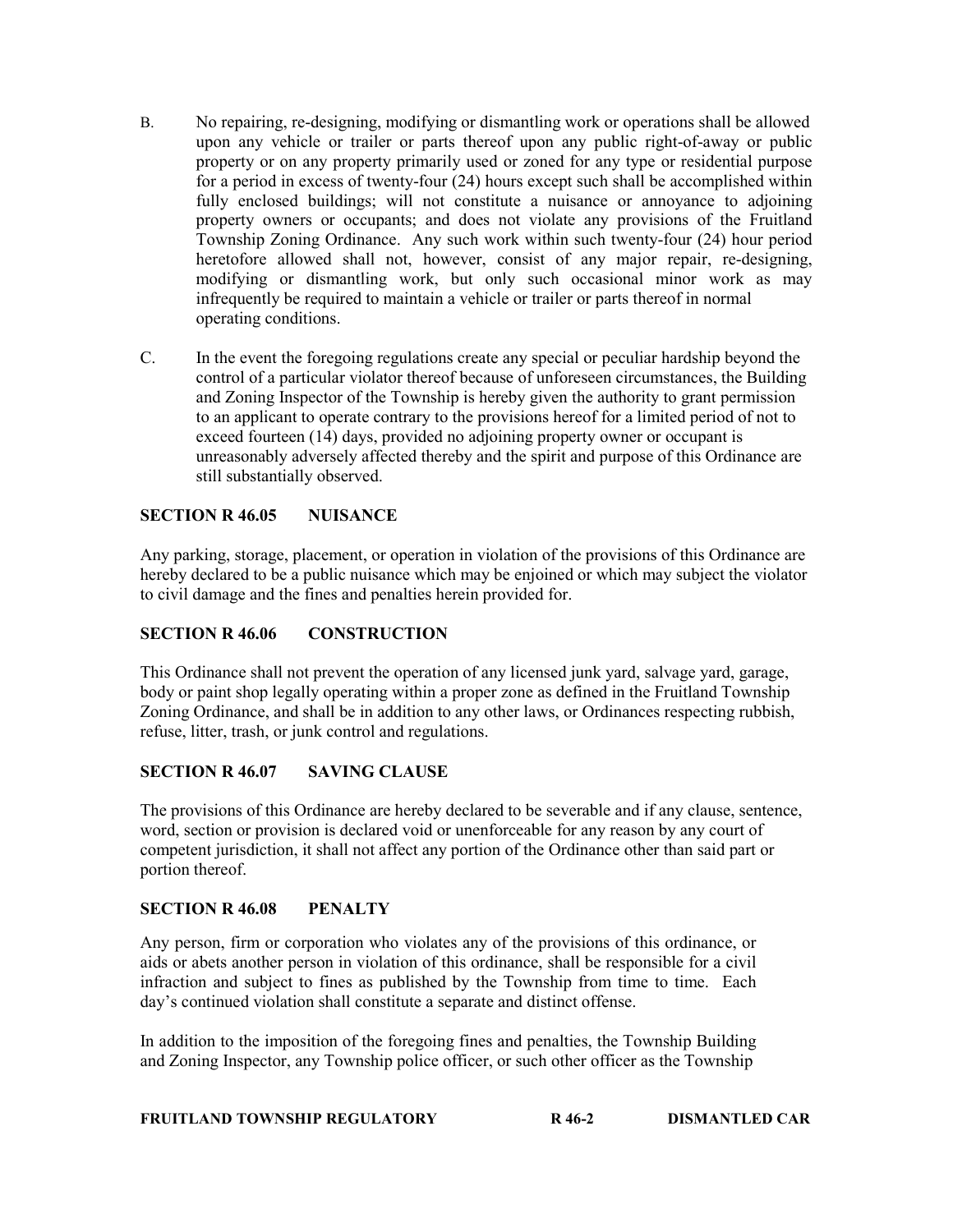B. No repairing, re-designing, modifying or dismantling work or operations shall be allowed upon any vehicle or trailer or parts thereof upon any public right-of-away or public property or on any property primarily used or zoned for any type or residential purpose for a period in excess of twenty-four (24) hours except such shall be accomplished within fully enclosed buildings; will not constitute a nuisance or annoyance to adjoining property owners or occupants; and does not violate any provisions of the Fruitland Township Zoning Ordinance. Any such work within such twenty-four (24) hour period heretofore allowed shall not, however, consist of any major repair, re-designing, modifying or dismantling work, but only such occasional minor work as may infrequently be required to maintain a vehicle or trailer or parts thereof in normal operating conditions.

C. In the event the foregoing regulations create any special or peculiar hardship beyond the control of a particular violator thereof because of unforeseen circumstances, the Building and Zoning Inspector of the Township is hereby given the authority to grant permission to an applicant to operate contrary to the provisions hereof for a limited period of not to exceed fourteen (14) days, provided no adjoining property owner or occupant is unreasonably adversely affected thereby and the spirit and purpose of this Ordinance are still substantially observed.

**SECTION R 46.05 NUISANCE**

Any parking, storage, placement, or operation in violation of the provisions of this Ordinance are hereby declared to be a public nuisance which may be enjoined or which may subject the violator to civil damage and the fines and penalties herein provided for.

**SECTION R 46.06 CONSTRUCTION**

This Ordinance shall not prevent the operation of any licensed junk yard, salvage yard, garage, body or paint shop legally operating within a proper zone as defined in the Fruitland Township Zoning Ordinance, and shall be in addition to any other laws, or Ordinances respecting rubbish, refuse, litter, trash, or junk control and regulations.

**SECTION R 46.07 SAVING CLAUSE**

The provisions of this Ordinance are hereby declared to be severable and if any clause, sentence, word, section or provision is declared void or unenforceable for any reason by any court of competent jurisdiction, it shall not affect any portion of the Ordinance other than said part or portion thereof.

**SECTION R 46.08 PENALTY**

Any person, firm or corporation who violates any of the provisions of this ordinance, or aids or abets another person in violation of this ordinance, shall be responsible for a civil infraction and subject to fines as published by the Township from time to time. Each day's continued violation shall constitute a separate and distinct offense.

In addition to the imposition of the foregoing fines and penalties, the Township Building and Zoning Inspector, any Township police officer, or such other officer as the Township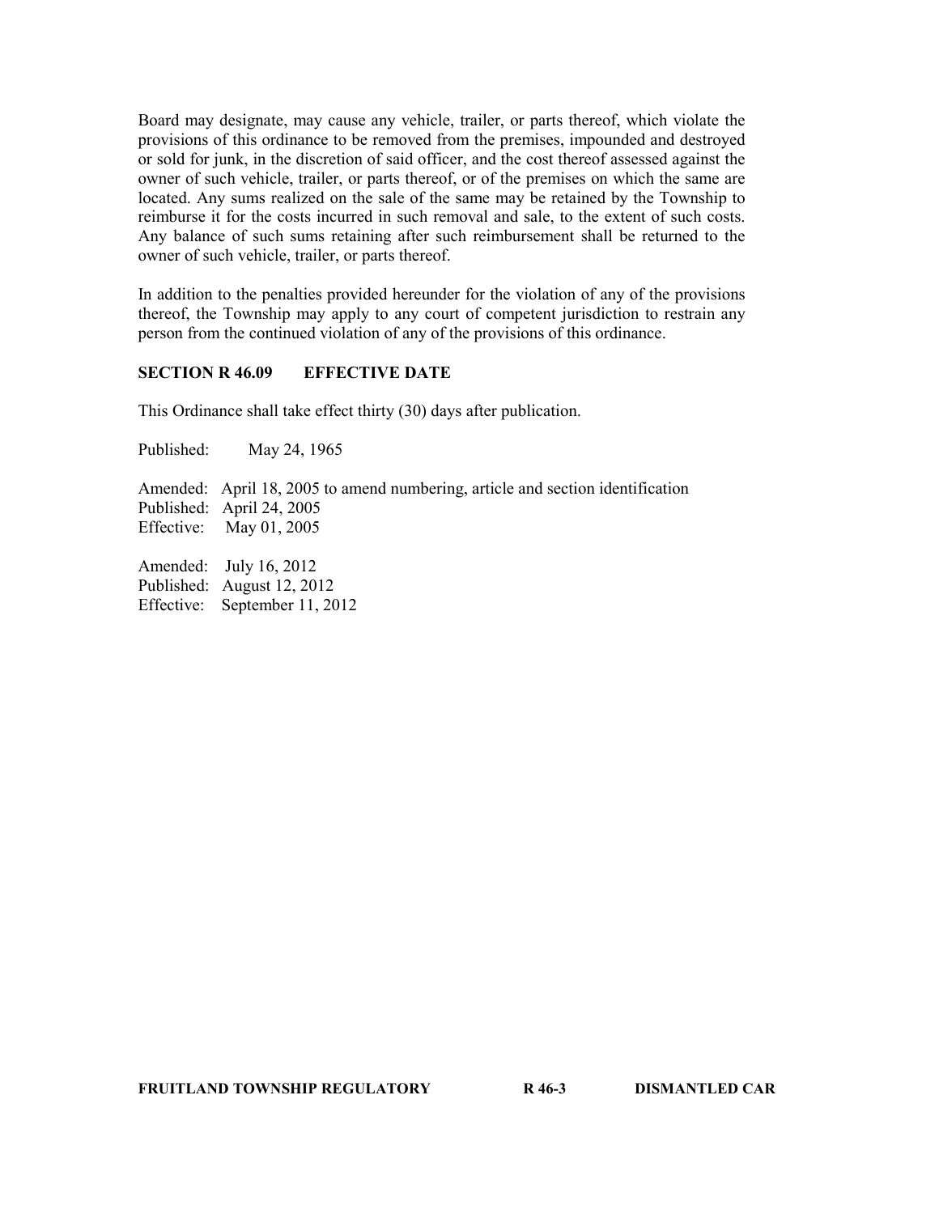Board may designate, may cause any vehicle, trailer, or parts thereof, which violate the provisions of this ordinance to be removed from the premises, impounded and destroyed or sold for junk, in the discretion of said officer, and the cost thereof assessed against the owner of such vehicle, trailer, or parts thereof, or of the premises on which the same are located. Any sums realized on the sale of the same may be retained by the Township to reimburse it for the costs incurred in such removal and sale, to the extent of such costs. Any balance of such sums retaining after such reimbursement shall be returned to the owner of such vehicle, trailer, or parts thereof.

In addition to the penalties provided hereunder for the violation of any of the provisions thereof, the Township may apply to any court of competent jurisdiction to restrain any person from the continued violation of any of the provisions of this ordinance.

**SECTION R 46.09 EFFECTIVE DATE**

This Ordinance shall take effect thirty (30) days after publication.

Published: May 24, 1965

Amended: April 18, 2005 to amend numbering, article and section identification
Published: April 24, 2005
Effective: May 01, 2005

Amended: July 16, 2012
Published: August 12, 2012
Effective: September 11, 2012